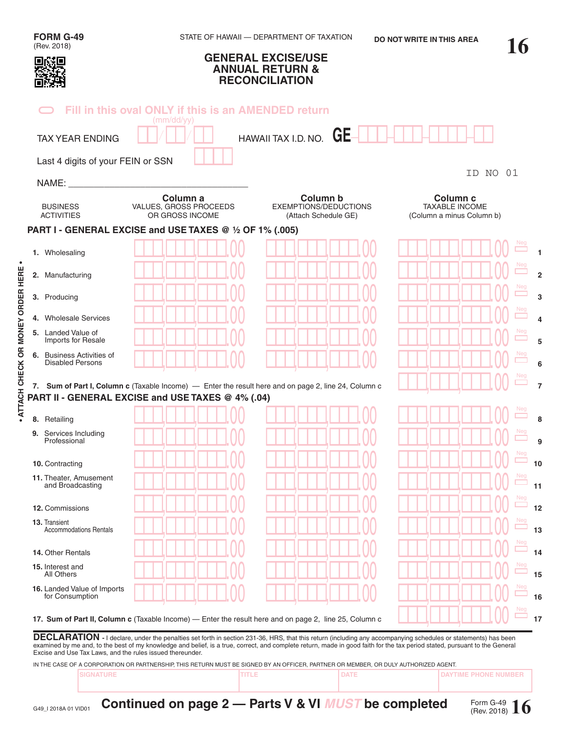**FORM G-49**
(Rev. 2018)

STATE OF HAWAII — DEPARTMENT OF TAXATION

DO NOT WRITE IN THIS AREA

16

# GENERAL EXCISE/USE ANNUAL RETURN & RECONCILIATION

Fill in this oval ONLY if this is an AMENDED return

TAX YEAR ENDING (mm/dd/yy) ___/___/___

HAWAII TAX I.D. NO. GE-___-___-___-___

Last 4 digits of your FEIN or SSN ____

ID NO 01

NAME: ___________________________________

| BUSINESS ACTIVITIES | Column a VALUES, GROSS PROCEEDS OR GROSS INCOME | Column b EXEMPTIONS/DEDUCTIONS (Attach Schedule GE) | Column c TAXABLE INCOME (Column a minus Column b) | Neg | |
|---|---|---|---|---|---|
| **PART I - GENERAL EXCISE and USE TAXES @ ½ OF 1% (.005)** | | | | | |
| 1. Wholesaling | .00 | .00 | .00 | Neg | 1 |
| 2. Manufacturing | .00 | .00 | .00 | Neg | 2 |
| 3. Producing | .00 | .00 | .00 | Neg | 3 |
| 4. Wholesale Services | .00 | .00 | .00 | Neg | 4 |
| 5. Landed Value of Imports for Resale | .00 | .00 | .00 | Neg | 5 |
| 6. Business Activities of Disabled Persons | .00 | .00 | .00 | Neg | 6 |
| 7. **Sum of Part I, Column c** (Taxable Income) — Enter the result here and on page 2, line 24, Column c | | | .00 | Neg | 7 |
| **PART II - GENERAL EXCISE and USE TAXES @ 4% (.04)** | | | | | |
| 8. Retailing | .00 | .00 | .00 | Neg | 8 |
| 9. Services Including Professional | .00 | .00 | .00 | Neg | 9 |
| 10. Contracting | .00 | .00 | .00 | Neg | 10 |
| 11. Theater, Amusement and Broadcasting | .00 | .00 | .00 | Neg | 11 |
| 12. Commissions | .00 | .00 | .00 | Neg | 12 |
| 13. Transient Accommodations Rentals | .00 | .00 | .00 | Neg | 13 |
| 14. Other Rentals | .00 | .00 | .00 | Neg | 14 |
| 15. Interest and All Others | .00 | .00 | .00 | Neg | 15 |
| 16. Landed Value of Imports for Consumption | .00 | .00 | .00 | Neg | 16 |
| 17. **Sum of Part II, Column c** (Taxable Income) — Enter the result here and on page 2, line 25, Column c | | | .00 | Neg | 17 |

• ATTACH CHECK OR MONEY ORDER HERE •

**DECLARATION** - I declare, under the penalties set forth in section 231-36, HRS, that this return (including any accompanying schedules or statements) has been examined by me and, to the best of my knowledge and belief, is a true, correct, and complete return, made in good faith for the tax period stated, pursuant to the General Excise and Use Tax Laws, and the rules issued thereunder.

IN THE CASE OF A CORPORATION OR PARTNERSHIP, THIS RETURN MUST BE SIGNED BY AN OFFICER, PARTNER OR MEMBER, OR DULY AUTHORIZED AGENT.

| SIGNATURE | TITLE | DATE | DAYTIME PHONE NUMBER |
|---|---|---|---|
| | | | |

G49_I 2018A 01 VID01

**Continued on page 2 — Parts V & VI *MUST* be completed**

Form G-49 (Rev. 2018) 16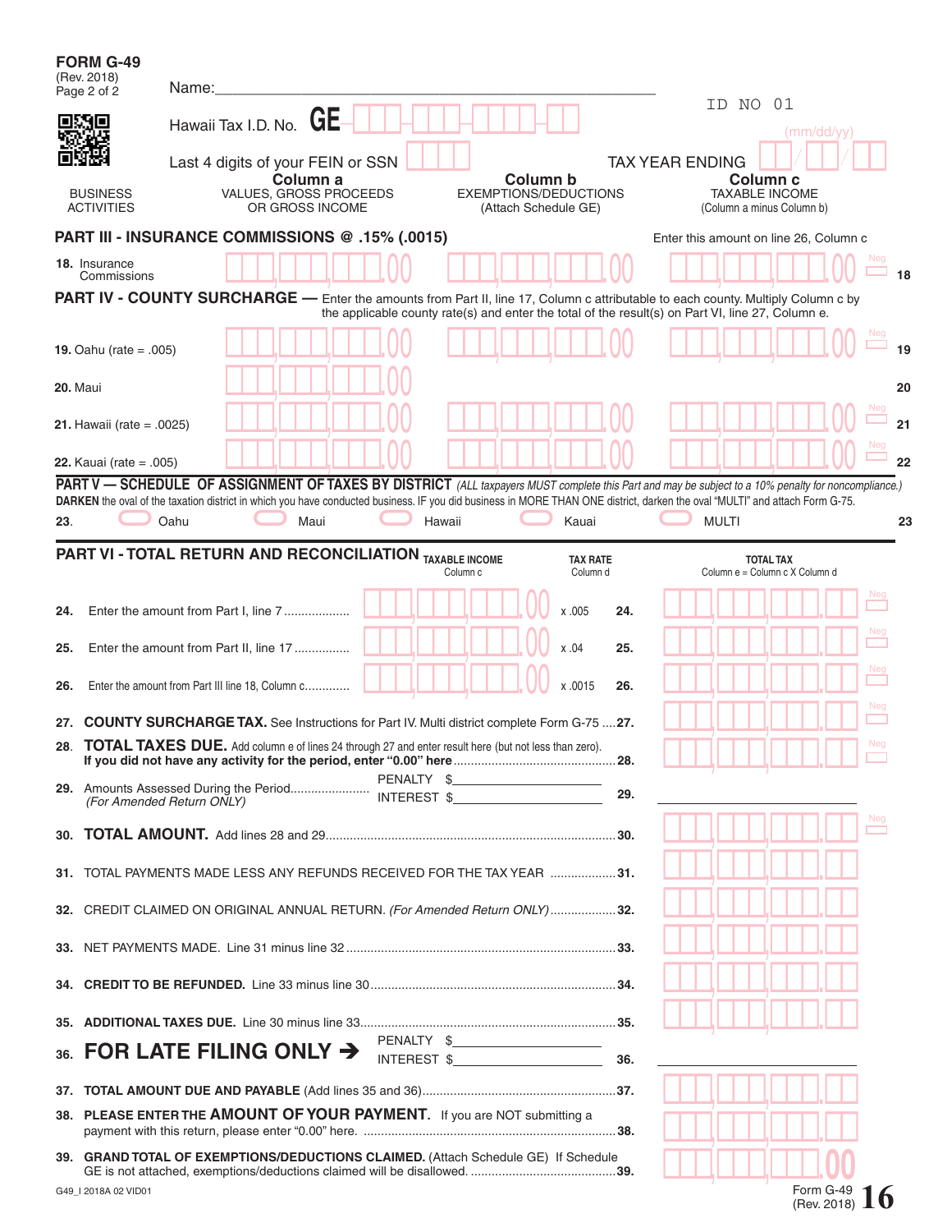**FORM G-49**
(Rev. 2018)
Page 2 of 2

Name:

ID NO 01

Hawaii Tax I.D. No. GE

(mm/dd/yy)

Last 4 digits of your FEIN or SSN

TAX YEAR ENDING

| BUSINESS ACTIVITIES | Column a VALUES, GROSS PROCEEDS OR GROSS INCOME | Column b EXEMPTIONS/DEDUCTIONS (Attach Schedule GE) | Column c TAXABLE INCOME (Column a minus Column b) | |
|---|---|---|---|---|
| **PART III - INSURANCE COMMISSIONS @ .15% (.0015)** | | | Enter this amount on line 26, Column c | |
| 18. Insurance Commissions | .00 | .00 | .00 | 18 |

**PART IV - COUNTY SURCHARGE** — Enter the amounts from Part II, line 17, Column c attributable to each county. Multiply Column c by the applicable county rate(s) and enter the total of the result(s) on Part VI, line 27, Column e.

| | | | | |
|---|---|---|---|---|
| 19. Oahu (rate = .005) | .00 | .00 | .00 | 19 |
| 20. Maui | .00 | | | 20 |
| 21. Hawaii (rate = .0025) | .00 | .00 | .00 | 21 |
| 22. Kauai (rate = .005) | .00 | .00 | .00 | 22 |

**PART V — SCHEDULE OF ASSIGNMENT OF TAXES BY DISTRICT** *(ALL taxpayers MUST complete this Part and may be subject to a 10% penalty for noncompliance.)*
**DARKEN** the oval of the taxation district in which you have conducted business. IF you did business in MORE THAN ONE district, darken the oval "MULTI" and attach Form G-75.

23. ◯ Oahu ◯ Maui ◯ Hawaii ◯ Kauai ◯ MULTI 23

**PART VI - TOTAL RETURN AND RECONCILIATION**

| | TAXABLE INCOME Column c | TAX RATE Column d | | TOTAL TAX Column e = Column c X Column d |
|---|---|---|---|---|
| 24. Enter the amount from Part I, line 7 | .00 | x .005 | 24. | |
| 25. Enter the amount from Part II, line 17 | .00 | x .04 | 25. | |
| 26. Enter the amount from Part III line 18, Column c | .00 | x .0015 | 26. | |

27. **COUNTY SURCHARGE TAX.** See Instructions for Part IV. Multi district complete Form G-75 .... 27.

28. **TOTAL TAXES DUE.** Add column e of lines 24 through 27 and enter result here (but not less than zero). **If you did not have any activity for the period, enter "0.00" here** .... 28.

29. Amounts Assessed During the Period .... PENALTY $______ INTEREST $______ 29.
*(For Amended Return ONLY)*

30. **TOTAL AMOUNT.** Add lines 28 and 29 .... 30.

31. TOTAL PAYMENTS MADE LESS ANY REFUNDS RECEIVED FOR THE TAX YEAR .... 31.

32. CREDIT CLAIMED ON ORIGINAL ANNUAL RETURN. *(For Amended Return ONLY)* .... 32.

33. NET PAYMENTS MADE. Line 31 minus line 32 .... 33.

34. **CREDIT TO BE REFUNDED.** Line 33 minus line 30 .... 34.

35. **ADDITIONAL TAXES DUE.** Line 30 minus line 33 .... 35.

36. **FOR LATE FILING ONLY ➔** PENALTY $______ INTEREST $______ 36.

37. **TOTAL AMOUNT DUE AND PAYABLE** (Add lines 35 and 36) .... 37.

38. **PLEASE ENTER THE AMOUNT OF YOUR PAYMENT.** If you are NOT submitting a payment with this return, please enter "0.00" here. .... 38.

39. **GRAND TOTAL OF EXEMPTIONS/DEDUCTIONS CLAIMED.** (Attach Schedule GE) If Schedule GE is not attached, exemptions/deductions claimed will be disallowed. .... 39. .00

G49_I 2018A 02 VID01

Form G-49 (Rev. 2018)